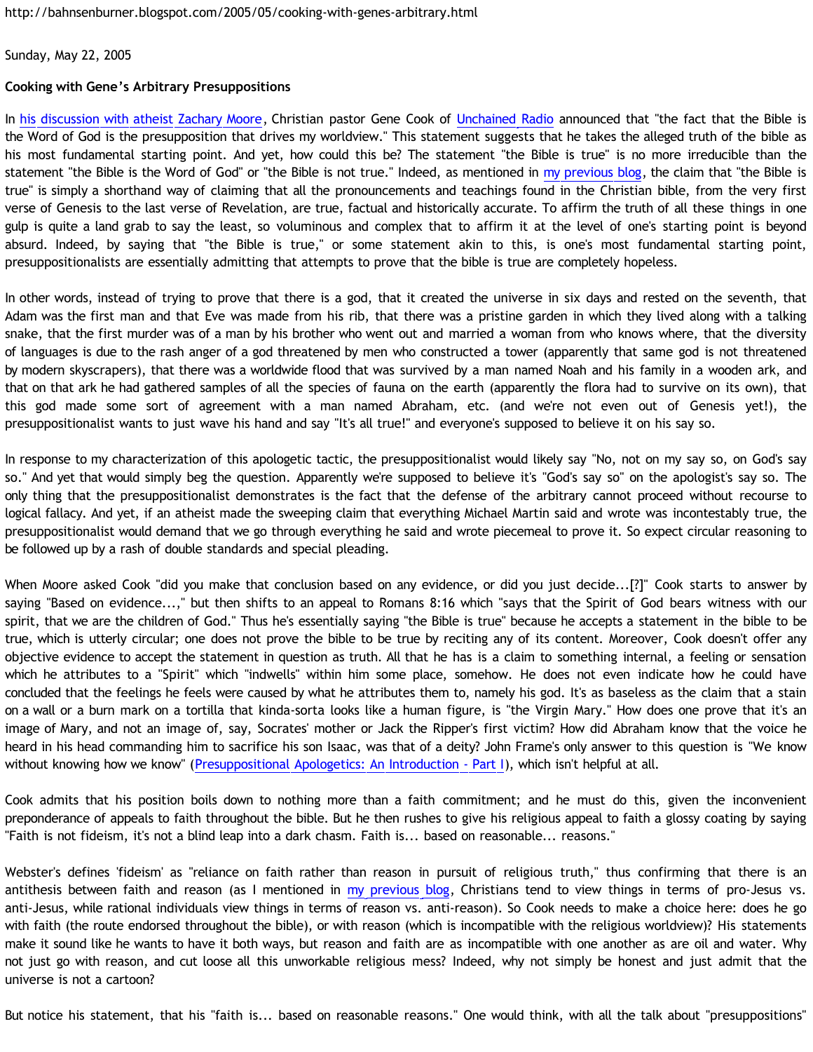http://bahnsenburner.blogspot.com/2005/05/cooking-with-genes-arbitrary.html

Sunday, May 22, 2005

**Cooking with Gene's Arbitrary Presuppositions**

In his discussion with atheist Zachary Moore, Christian pastor Gene Cook of Unchained Radio announced that "the fact that the Bible is the Word of God is the presupposition that drives my worldview." This statement suggests that he takes the alleged truth of the bible as his most fundamental starting point. And yet, how could this be? The statement "the Bible is true" is no more irreducible than the statement "the Bible is the Word of God" or "the Bible is not true." Indeed, as mentioned in my previous blog, the claim that "the Bible is true" is simply a shorthand way of claiming that all the pronouncements and teachings found in the Christian bible, from the very first verse of Genesis to the last verse of Revelation, are true, factual and historically accurate. To affirm the truth of all these things in one gulp is quite a land grab to say the least, so voluminous and complex that to affirm it at the level of one's starting point is beyond absurd. Indeed, by saying that "the Bible is true," or some statement akin to this, is one's most fundamental starting point, presuppositionalists are essentially admitting that attempts to prove that the bible is true are completely hopeless.

In other words, instead of trying to prove that there is a god, that it created the universe in six days and rested on the seventh, that Adam was the first man and that Eve was made from his rib, that there was a pristine garden in which they lived along with a talking snake, that the first murder was of a man by his brother who went out and married a woman from who knows where, that the diversity of languages is due to the rash anger of a god threatened by men who constructed a tower (apparently that same god is not threatened by modern skyscrapers), that there was a worldwide flood that was survived by a man named Noah and his family in a wooden ark, and that on that ark he had gathered samples of all the species of fauna on the earth (apparently the flora had to survive on its own), that this god made some sort of agreement with a man named Abraham, etc. (and we're not even out of Genesis yet!), the presuppositionalist wants to just wave his hand and say "It's all true!" and everyone's supposed to believe it on his say so.

In response to my characterization of this apologetic tactic, the presuppositionalist would likely say "No, not on my say so, on God's say so." And yet that would simply beg the question. Apparently we're supposed to believe it's "God's say so" on the apologist's say so. The only thing that the presuppositionalist demonstrates is the fact that the defense of the arbitrary cannot proceed without recourse to logical fallacy. And yet, if an atheist made the sweeping claim that everything Michael Martin said and wrote was incontestably true, the presuppositionalist would demand that we go through everything he said and wrote piecemeal to prove it. So expect circular reasoning to be followed up by a rash of double standards and special pleading.

When Moore asked Cook "did you make that conclusion based on any evidence, or did you just decide...[?]" Cook starts to answer by saying "Based on evidence...," but then shifts to an appeal to Romans 8:16 which "says that the Spirit of God bears witness with our spirit, that we are the children of God." Thus he's essentially saying "the Bible is true" because he accepts a statement in the bible to be true, which is utterly circular; one does not prove the bible to be true by reciting any of its content. Moreover, Cook doesn't offer any objective evidence to accept the statement in question as truth. All that he has is a claim to something internal, a feeling or sensation which he attributes to a "Spirit" which "indwells" within him some place, somehow. He does not even indicate how he could have concluded that the feelings he feels were caused by what he attributes them to, namely his god. It's as baseless as the claim that a stain on a wall or a burn mark on a tortilla that kinda-sorta looks like a human figure, is "the Virgin Mary." How does one prove that it's an image of Mary, and not an image of, say, Socrates' mother or Jack the Ripper's first victim? How did Abraham know that the voice he heard in his head commanding him to sacrifice his son Isaac, was that of a deity? John Frame's only answer to this question is "We know without knowing how we know" (Presuppositional Apologetics: An Introduction - Part I), which isn't helpful at all.

Cook admits that his position boils down to nothing more than a faith commitment; and he must do this, given the inconvenient preponderance of appeals to faith throughout the bible. But he then rushes to give his religious appeal to faith a glossy coating by saying "Faith is not fideism, it's not a blind leap into a dark chasm. Faith is... based on reasonable... reasons."

Webster's defines 'fideism' as "reliance on faith rather than reason in pursuit of religious truth," thus confirming that there is an antithesis between faith and reason (as I mentioned in my previous blog, Christians tend to view things in terms of pro-Jesus vs. anti-Jesus, while rational individuals view things in terms of reason vs. anti-reason). So Cook needs to make a choice here: does he go with faith (the route endorsed throughout the bible), or with reason (which is incompatible with the religious worldview)? His statements make it sound like he wants to have it both ways, but reason and faith are as incompatible with one another as are oil and water. Why not just go with reason, and cut loose all this unworkable religious mess? Indeed, why not simply be honest and just admit that the universe is not a cartoon?

But notice his statement, that his "faith is... based on reasonable reasons." One would think, with all the talk about "presuppositions"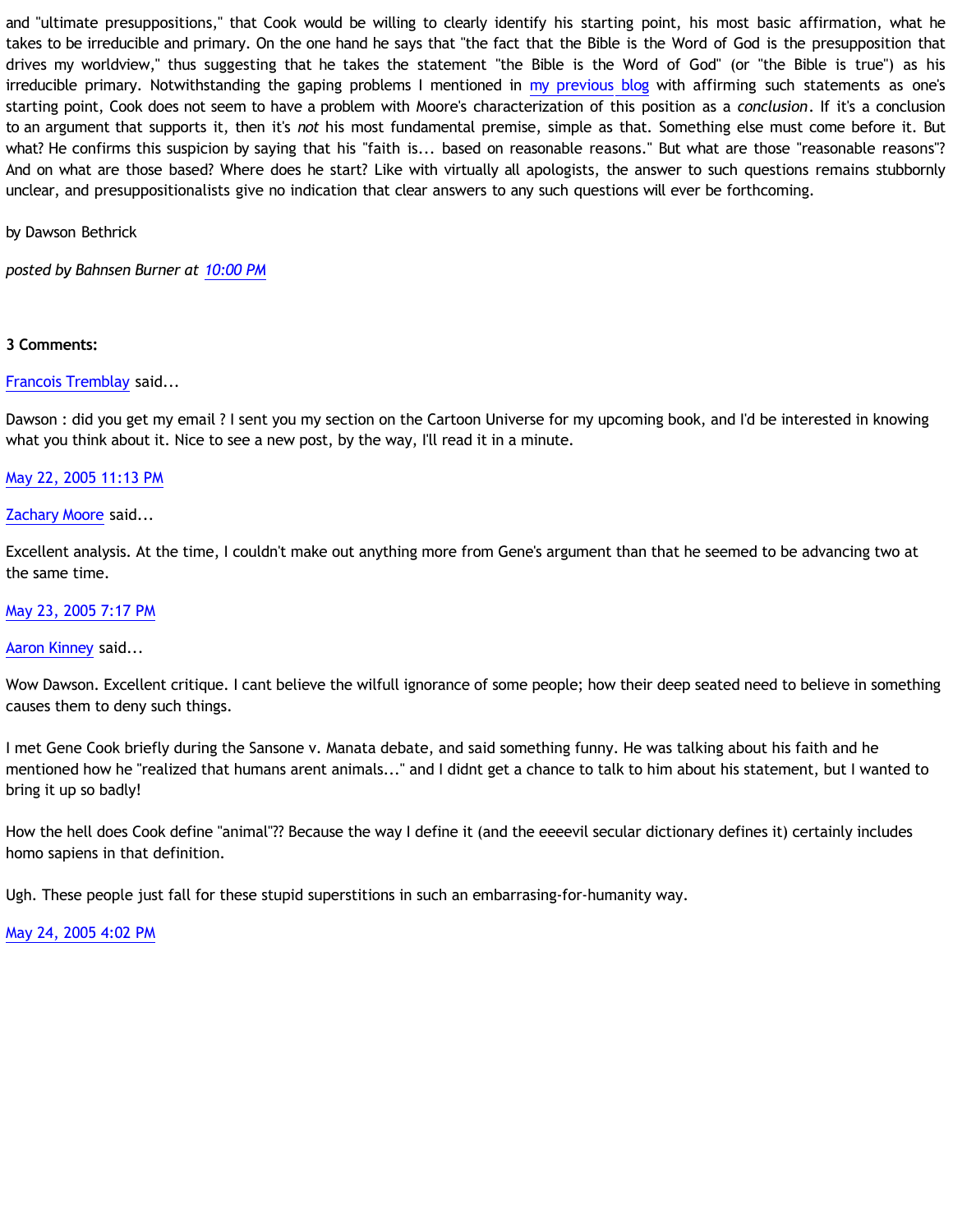and "ultimate presuppositions," that Cook would be willing to clearly identify his starting point, his most basic affirmation, what he takes to be irreducible and primary. On the one hand he says that "the fact that the Bible is the Word of God is the presupposition that drives my worldview," thus suggesting that he takes the statement "the Bible is the Word of God" (or "the Bible is true") as his irreducible primary. Notwithstanding the gaping problems I mentioned in my previous blog with affirming such statements as one's starting point, Cook does not seem to have a problem with Moore's characterization of this position as a *conclusion*. If it's a conclusion to an argument that supports it, then it's *not* his most fundamental premise, simple as that. Something else must come before it. But what? He confirms this suspicion by saying that his "faith is... based on reasonable reasons." But what are those "reasonable reasons"? And on what are those based? Where does he start? Like with virtually all apologists, the answer to such questions remains stubbornly unclear, and presuppositionalists give no indication that clear answers to any such questions will ever be forthcoming.

by Dawson Bethrick

*posted by Bahnsen Burner at 10:00 PM*

**3 Comments:**

Francois Tremblay said...

Dawson : did you get my email ? I sent you my section on the Cartoon Universe for my upcoming book, and I'd be interested in knowing what you think about it. Nice to see a new post, by the way, I'll read it in a minute.

May 22, 2005 11:13 PM

Zachary Moore said...

Excellent analysis. At the time, I couldn't make out anything more from Gene's argument than that he seemed to be advancing two at the same time.

May 23, 2005 7:17 PM

Aaron Kinney said...

Wow Dawson. Excellent critique. I cant believe the wilfull ignorance of some people; how their deep seated need to believe in something causes them to deny such things.

I met Gene Cook briefly during the Sansone v. Manata debate, and said something funny. He was talking about his faith and he mentioned how he "realized that humans arent animals..." and I didnt get a chance to talk to him about his statement, but I wanted to bring it up so badly!

How the hell does Cook define "animal"?? Because the way I define it (and the eeeevil secular dictionary defines it) certainly includes homo sapiens in that definition.

Ugh. These people just fall for these stupid superstitions in such an embarrasing-for-humanity way.

May 24, 2005 4:02 PM